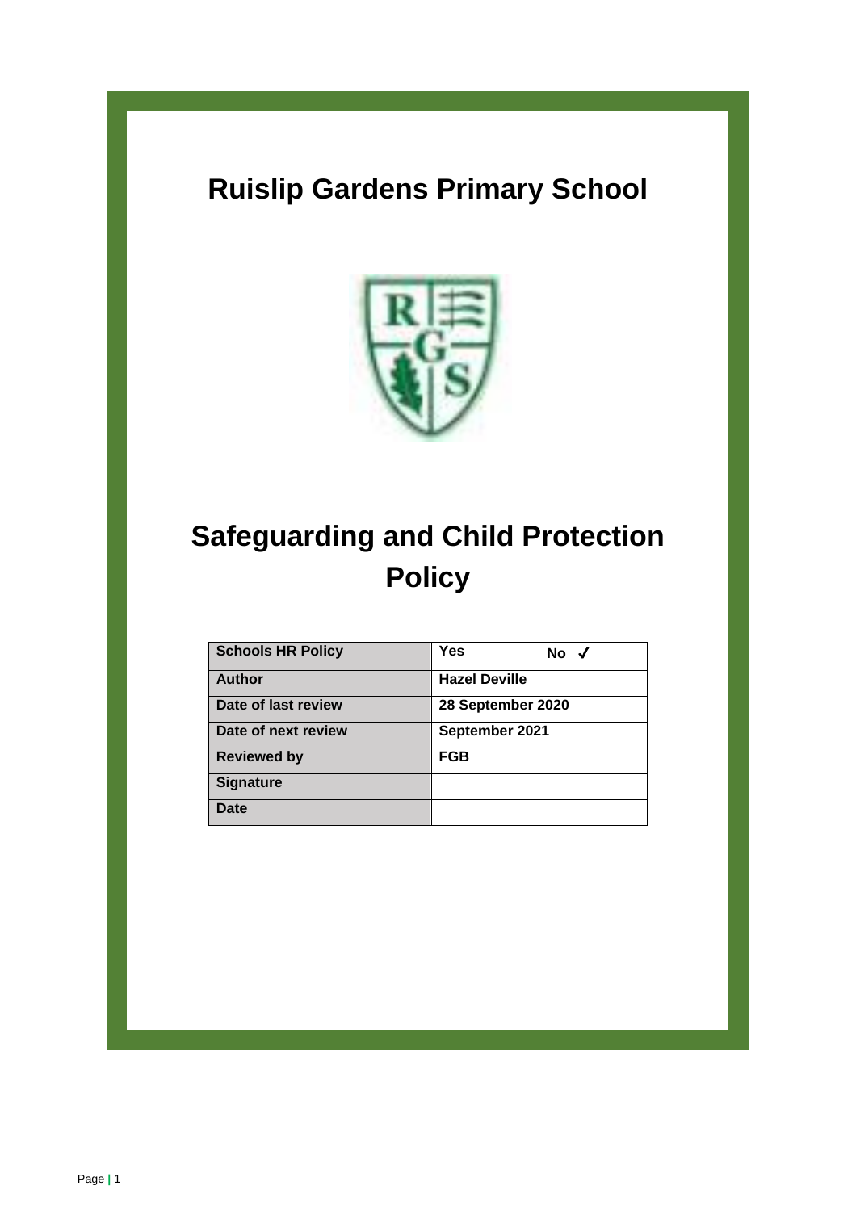# Ruislip Gardens Primary School

# Safeguarding and Child Protection Policy

| Schools HR Policy | Yes | No ✓ |
|---|---|---|
| Author | Hazel Deville | |
| Date of last review | 28 September 2020 | |
| Date of next review | September 2021 | |
| Reviewed by | FGB | |
| Signature | | |
| Date | | |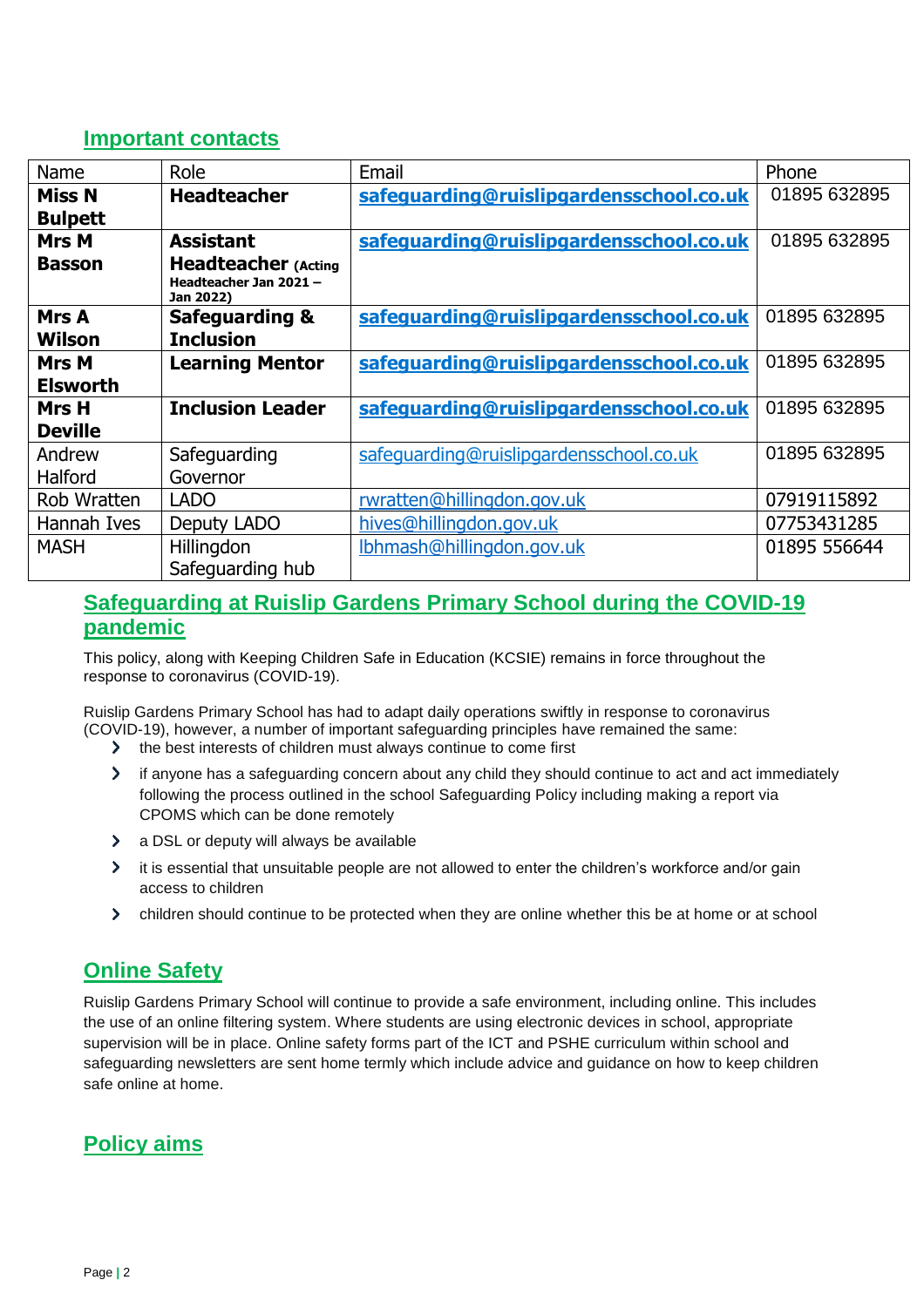## Important contacts

| Name | Role | Email | Phone |
|---|---|---|---|
| **Miss N Bulpett** | **Headteacher** | **safeguarding@ruislipgardensschool.co.uk** | 01895 632895 |
| **Mrs M Basson** | **Assistant Headteacher (Acting Headteacher Jan 2021 – Jan 2022)** | **safeguarding@ruislipgardensschool.co.uk** | 01895 632895 |
| **Mrs A Wilson** | **Safeguarding & Inclusion** | **safeguarding@ruislipgardensschool.co.uk** | 01895 632895 |
| **Mrs M Elsworth** | **Learning Mentor** | **safeguarding@ruislipgardensschool.co.uk** | 01895 632895 |
| **Mrs H Deville** | **Inclusion Leader** | **safeguarding@ruislipgardensschool.co.uk** | 01895 632895 |
| Andrew Halford | Safeguarding Governor | safeguarding@ruislipgardensschool.co.uk | 01895 632895 |
| Rob Wratten | LADO | rwratten@hillingdon.gov.uk | 07919115892 |
| Hannah Ives | Deputy LADO | hives@hillingdon.gov.uk | 07753431285 |
| MASH | Hillingdon Safeguarding hub | lbhmash@hillingdon.gov.uk | 01895 556644 |

## Safeguarding at Ruislip Gardens Primary School during the COVID-19 pandemic

This policy, along with Keeping Children Safe in Education (KCSIE) remains in force throughout the response to coronavirus (COVID-19).

Ruislip Gardens Primary School has had to adapt daily operations swiftly in response to coronavirus (COVID-19), however, a number of important safeguarding principles have remained the same:

- the best interests of children must always continue to come first
- if anyone has a safeguarding concern about any child they should continue to act and act immediately following the process outlined in the school Safeguarding Policy including making a report via CPOMS which can be done remotely
- a DSL or deputy will always be available
- it is essential that unsuitable people are not allowed to enter the children's workforce and/or gain access to children
- children should continue to be protected when they are online whether this be at home or at school

## Online Safety

Ruislip Gardens Primary School will continue to provide a safe environment, including online. This includes the use of an online filtering system. Where students are using electronic devices in school, appropriate supervision will be in place. Online safety forms part of the ICT and PSHE curriculum within school and safeguarding newsletters are sent home termly which include advice and guidance on how to keep children safe online at home.

## Policy aims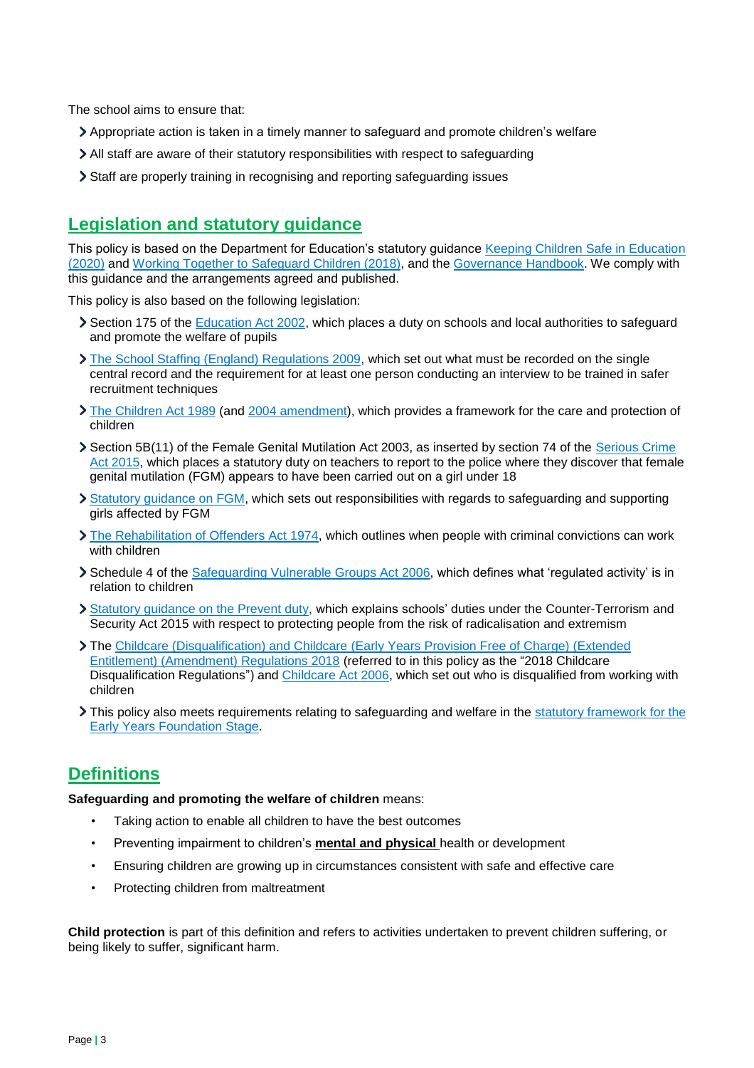The school aims to ensure that:

- Appropriate action is taken in a timely manner to safeguard and promote children's welfare
- All staff are aware of their statutory responsibilities with respect to safeguarding
- Staff are properly training in recognising and reporting safeguarding issues

## Legislation and statutory guidance

This policy is based on the Department for Education's statutory guidance Keeping Children Safe in Education (2020) and Working Together to Safeguard Children (2018), and the Governance Handbook. We comply with this guidance and the arrangements agreed and published.

This policy is also based on the following legislation:

- Section 175 of the Education Act 2002, which places a duty on schools and local authorities to safeguard and promote the welfare of pupils
- The School Staffing (England) Regulations 2009, which set out what must be recorded on the single central record and the requirement for at least one person conducting an interview to be trained in safer recruitment techniques
- The Children Act 1989 (and 2004 amendment), which provides a framework for the care and protection of children
- Section 5B(11) of the Female Genital Mutilation Act 2003, as inserted by section 74 of the Serious Crime Act 2015, which places a statutory duty on teachers to report to the police where they discover that female genital mutilation (FGM) appears to have been carried out on a girl under 18
- Statutory guidance on FGM, which sets out responsibilities with regards to safeguarding and supporting girls affected by FGM
- The Rehabilitation of Offenders Act 1974, which outlines when people with criminal convictions can work with children
- Schedule 4 of the Safeguarding Vulnerable Groups Act 2006, which defines what 'regulated activity' is in relation to children
- Statutory guidance on the Prevent duty, which explains schools' duties under the Counter-Terrorism and Security Act 2015 with respect to protecting people from the risk of radicalisation and extremism
- The Childcare (Disqualification) and Childcare (Early Years Provision Free of Charge) (Extended Entitlement) (Amendment) Regulations 2018 (referred to in this policy as the "2018 Childcare Disqualification Regulations") and Childcare Act 2006, which set out who is disqualified from working with children
- This policy also meets requirements relating to safeguarding and welfare in the statutory framework for the Early Years Foundation Stage.

## Definitions

**Safeguarding and promoting the welfare of children** means:

- Taking action to enable all children to have the best outcomes
- Preventing impairment to children's **mental and physical** health or development
- Ensuring children are growing up in circumstances consistent with safe and effective care
- Protecting children from maltreatment

**Child protection** is part of this definition and refers to activities undertaken to prevent children suffering, or being likely to suffer, significant harm.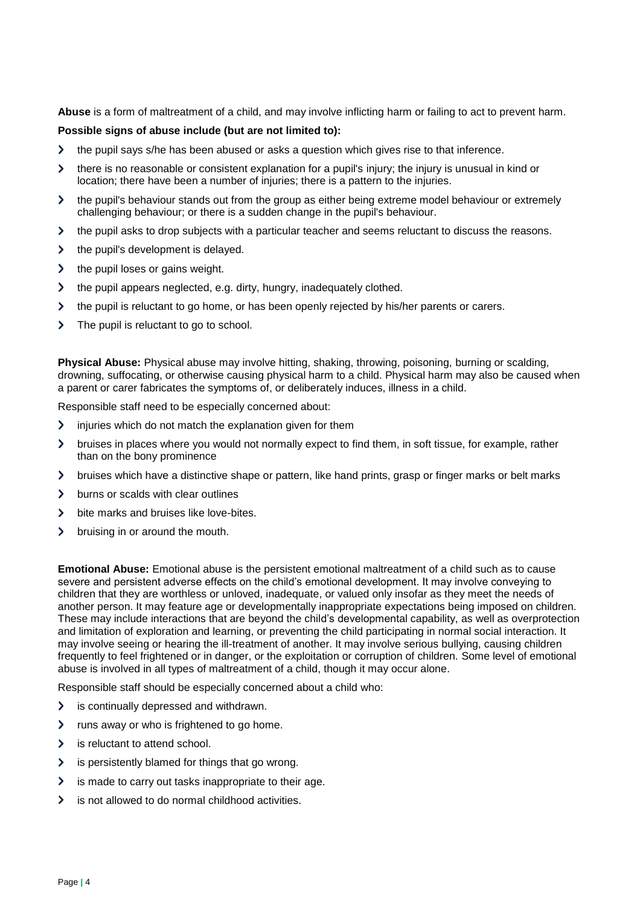**Abuse** is a form of maltreatment of a child, and may involve inflicting harm or failing to act to prevent harm.

**Possible signs of abuse include (but are not limited to):**

- the pupil says s/he has been abused or asks a question which gives rise to that inference.
- there is no reasonable or consistent explanation for a pupil's injury; the injury is unusual in kind or location; there have been a number of injuries; there is a pattern to the injuries.
- the pupil's behaviour stands out from the group as either being extreme model behaviour or extremely challenging behaviour; or there is a sudden change in the pupil's behaviour.
- the pupil asks to drop subjects with a particular teacher and seems reluctant to discuss the reasons.
- the pupil's development is delayed.
- the pupil loses or gains weight.
- the pupil appears neglected, e.g. dirty, hungry, inadequately clothed.
- the pupil is reluctant to go home, or has been openly rejected by his/her parents or carers.
- The pupil is reluctant to go to school.

**Physical Abuse:** Physical abuse may involve hitting, shaking, throwing, poisoning, burning or scalding, drowning, suffocating, or otherwise causing physical harm to a child. Physical harm may also be caused when a parent or carer fabricates the symptoms of, or deliberately induces, illness in a child.

Responsible staff need to be especially concerned about:

- injuries which do not match the explanation given for them
- bruises in places where you would not normally expect to find them, in soft tissue, for example, rather than on the bony prominence
- bruises which have a distinctive shape or pattern, like hand prints, grasp or finger marks or belt marks
- burns or scalds with clear outlines
- bite marks and bruises like love-bites.
- bruising in or around the mouth.

**Emotional Abuse:** Emotional abuse is the persistent emotional maltreatment of a child such as to cause severe and persistent adverse effects on the child's emotional development. It may involve conveying to children that they are worthless or unloved, inadequate, or valued only insofar as they meet the needs of another person. It may feature age or developmentally inappropriate expectations being imposed on children. These may include interactions that are beyond the child's developmental capability, as well as overprotection and limitation of exploration and learning, or preventing the child participating in normal social interaction. It may involve seeing or hearing the ill-treatment of another. It may involve serious bullying, causing children frequently to feel frightened or in danger, or the exploitation or corruption of children. Some level of emotional abuse is involved in all types of maltreatment of a child, though it may occur alone.

Responsible staff should be especially concerned about a child who:

- is continually depressed and withdrawn.
- runs away or who is frightened to go home.
- is reluctant to attend school.
- is persistently blamed for things that go wrong.
- is made to carry out tasks inappropriate to their age.
- is not allowed to do normal childhood activities.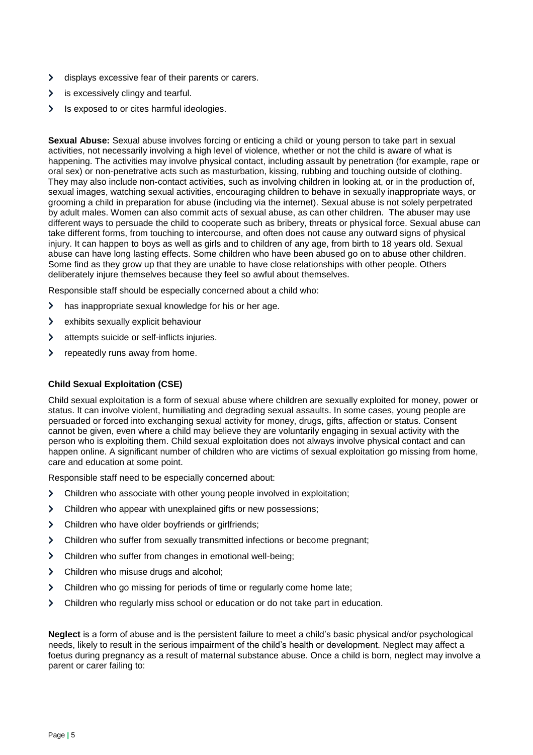- displays excessive fear of their parents or carers.
- is excessively clingy and tearful.
- Is exposed to or cites harmful ideologies.

**Sexual Abuse:** Sexual abuse involves forcing or enticing a child or young person to take part in sexual activities, not necessarily involving a high level of violence, whether or not the child is aware of what is happening. The activities may involve physical contact, including assault by penetration (for example, rape or oral sex) or non-penetrative acts such as masturbation, kissing, rubbing and touching outside of clothing. They may also include non-contact activities, such as involving children in looking at, or in the production of, sexual images, watching sexual activities, encouraging children to behave in sexually inappropriate ways, or grooming a child in preparation for abuse (including via the internet). Sexual abuse is not solely perpetrated by adult males. Women can also commit acts of sexual abuse, as can other children. The abuser may use different ways to persuade the child to cooperate such as bribery, threats or physical force. Sexual abuse can take different forms, from touching to intercourse, and often does not cause any outward signs of physical injury. It can happen to boys as well as girls and to children of any age, from birth to 18 years old. Sexual abuse can have long lasting effects. Some children who have been abused go on to abuse other children. Some find as they grow up that they are unable to have close relationships with other people. Others deliberately injure themselves because they feel so awful about themselves.

Responsible staff should be especially concerned about a child who:

- has inappropriate sexual knowledge for his or her age.
- exhibits sexually explicit behaviour
- attempts suicide or self-inflicts injuries.
- repeatedly runs away from home.

**Child Sexual Exploitation (CSE)**

Child sexual exploitation is a form of sexual abuse where children are sexually exploited for money, power or status. It can involve violent, humiliating and degrading sexual assaults. In some cases, young people are persuaded or forced into exchanging sexual activity for money, drugs, gifts, affection or status. Consent cannot be given, even where a child may believe they are voluntarily engaging in sexual activity with the person who is exploiting them. Child sexual exploitation does not always involve physical contact and can happen online. A significant number of children who are victims of sexual exploitation go missing from home, care and education at some point.

Responsible staff need to be especially concerned about:

- Children who associate with other young people involved in exploitation;
- Children who appear with unexplained gifts or new possessions;
- Children who have older boyfriends or girlfriends;
- Children who suffer from sexually transmitted infections or become pregnant;
- Children who suffer from changes in emotional well-being;
- Children who misuse drugs and alcohol;
- Children who go missing for periods of time or regularly come home late;
- Children who regularly miss school or education or do not take part in education.

**Neglect** is a form of abuse and is the persistent failure to meet a child's basic physical and/or psychological needs, likely to result in the serious impairment of the child's health or development. Neglect may affect a foetus during pregnancy as a result of maternal substance abuse. Once a child is born, neglect may involve a parent or carer failing to: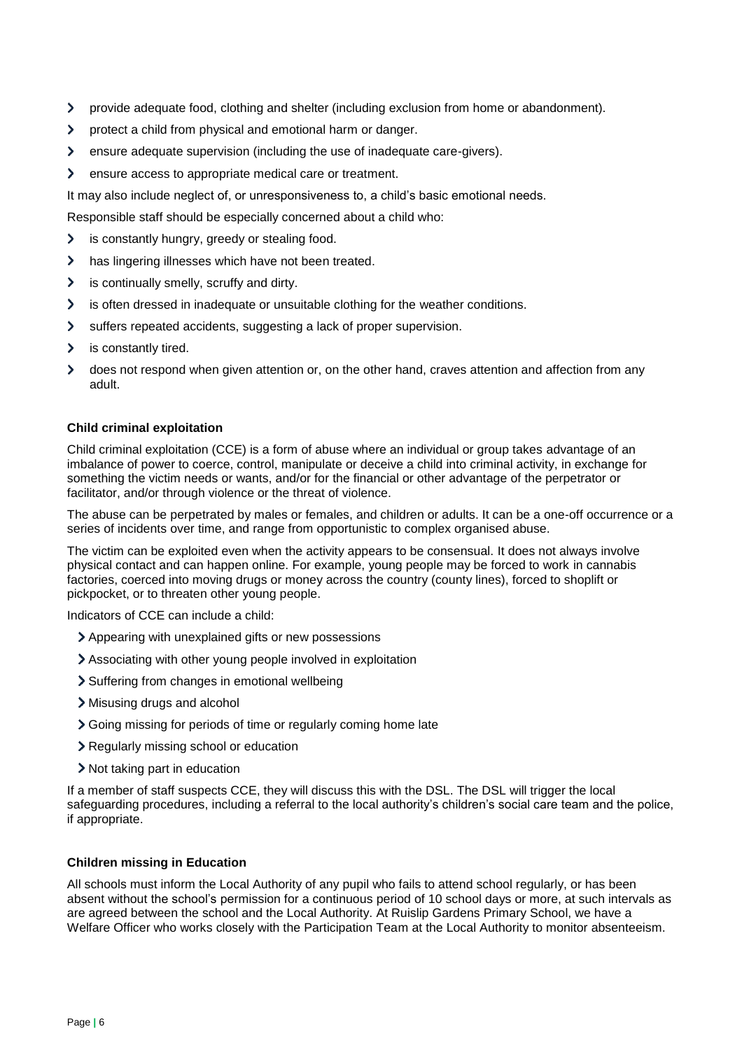- provide adequate food, clothing and shelter (including exclusion from home or abandonment).
- protect a child from physical and emotional harm or danger.
- ensure adequate supervision (including the use of inadequate care-givers).
- ensure access to appropriate medical care or treatment.

It may also include neglect of, or unresponsiveness to, a child's basic emotional needs.

Responsible staff should be especially concerned about a child who:

- is constantly hungry, greedy or stealing food.
- has lingering illnesses which have not been treated.
- is continually smelly, scruffy and dirty.
- is often dressed in inadequate or unsuitable clothing for the weather conditions.
- suffers repeated accidents, suggesting a lack of proper supervision.
- is constantly tired.
- does not respond when given attention or, on the other hand, craves attention and affection from any adult.

**Child criminal exploitation**

Child criminal exploitation (CCE) is a form of abuse where an individual or group takes advantage of an imbalance of power to coerce, control, manipulate or deceive a child into criminal activity, in exchange for something the victim needs or wants, and/or for the financial or other advantage of the perpetrator or facilitator, and/or through violence or the threat of violence.

The abuse can be perpetrated by males or females, and children or adults. It can be a one-off occurrence or a series of incidents over time, and range from opportunistic to complex organised abuse.

The victim can be exploited even when the activity appears to be consensual. It does not always involve physical contact and can happen online. For example, young people may be forced to work in cannabis factories, coerced into moving drugs or money across the country (county lines), forced to shoplift or pickpocket, or to threaten other young people.

Indicators of CCE can include a child:

- Appearing with unexplained gifts or new possessions
- Associating with other young people involved in exploitation
- Suffering from changes in emotional wellbeing
- Misusing drugs and alcohol
- Going missing for periods of time or regularly coming home late
- Regularly missing school or education
- Not taking part in education

If a member of staff suspects CCE, they will discuss this with the DSL. The DSL will trigger the local safeguarding procedures, including a referral to the local authority's children's social care team and the police, if appropriate.

**Children missing in Education**

All schools must inform the Local Authority of any pupil who fails to attend school regularly, or has been absent without the school's permission for a continuous period of 10 school days or more, at such intervals as are agreed between the school and the Local Authority. At Ruislip Gardens Primary School, we have a Welfare Officer who works closely with the Participation Team at the Local Authority to monitor absenteeism.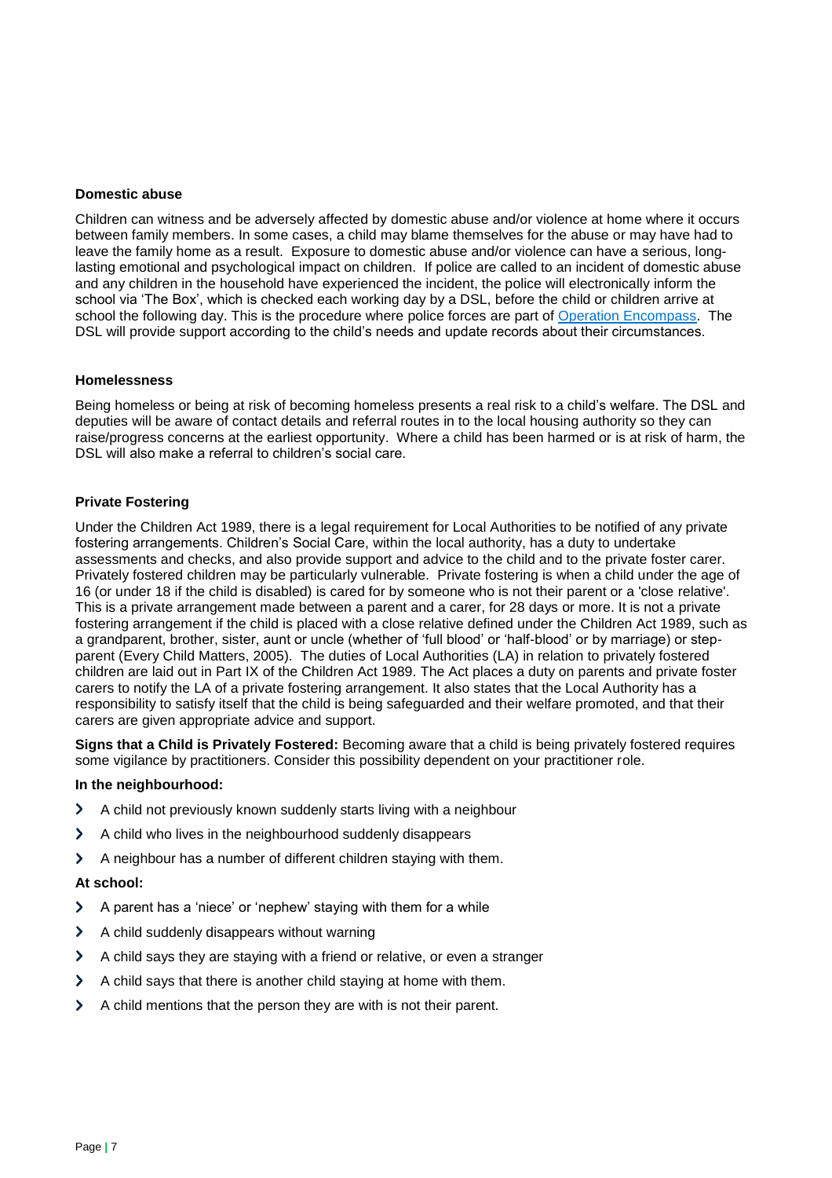**Domestic abuse**

Children can witness and be adversely affected by domestic abuse and/or violence at home where it occurs between family members. In some cases, a child may blame themselves for the abuse or may have had to leave the family home as a result. Exposure to domestic abuse and/or violence can have a serious, long-lasting emotional and psychological impact on children. If police are called to an incident of domestic abuse and any children in the household have experienced the incident, the police will electronically inform the school via 'The Box', which is checked each working day by a DSL, before the child or children arrive at school the following day. This is the procedure where police forces are part of [Operation Encompass](). The DSL will provide support according to the child's needs and update records about their circumstances.

**Homelessness**

Being homeless or being at risk of becoming homeless presents a real risk to a child's welfare. The DSL and deputies will be aware of contact details and referral routes in to the local housing authority so they can raise/progress concerns at the earliest opportunity. Where a child has been harmed or is at risk of harm, the DSL will also make a referral to children's social care.

**Private Fostering**

Under the Children Act 1989, there is a legal requirement for Local Authorities to be notified of any private fostering arrangements. Children's Social Care, within the local authority, has a duty to undertake assessments and checks, and also provide support and advice to the child and to the private foster carer. Privately fostered children may be particularly vulnerable. Private fostering is when a child under the age of 16 (or under 18 if the child is disabled) is cared for by someone who is not their parent or a 'close relative'. This is a private arrangement made between a parent and a carer, for 28 days or more. It is not a private fostering arrangement if the child is placed with a close relative defined under the Children Act 1989, such as a grandparent, brother, sister, aunt or uncle (whether of 'full blood' or 'half-blood' or by marriage) or step-parent (Every Child Matters, 2005). The duties of Local Authorities (LA) in relation to privately fostered children are laid out in Part IX of the Children Act 1989. The Act places a duty on parents and private foster carers to notify the LA of a private fostering arrangement. It also states that the Local Authority has a responsibility to satisfy itself that the child is being safeguarded and their welfare promoted, and that their carers are given appropriate advice and support.

**Signs that a Child is Privately Fostered:** Becoming aware that a child is being privately fostered requires some vigilance by practitioners. Consider this possibility dependent on your practitioner role.

**In the neighbourhood:**

- A child not previously known suddenly starts living with a neighbour
- A child who lives in the neighbourhood suddenly disappears
- A neighbour has a number of different children staying with them.

**At school:**

- A parent has a 'niece' or 'nephew' staying with them for a while
- A child suddenly disappears without warning
- A child says they are staying with a friend or relative, or even a stranger
- A child says that there is another child staying at home with them.
- A child mentions that the person they are with is not their parent.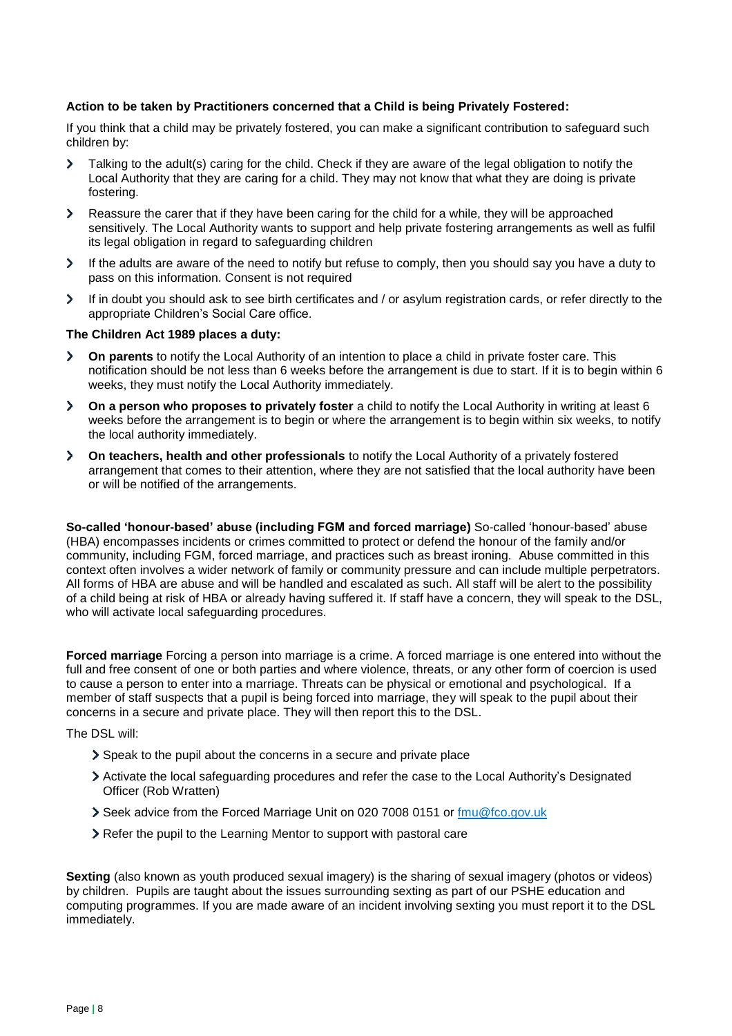**Action to be taken by Practitioners concerned that a Child is being Privately Fostered:**

If you think that a child may be privately fostered, you can make a significant contribution to safeguard such children by:

- Talking to the adult(s) caring for the child. Check if they are aware of the legal obligation to notify the Local Authority that they are caring for a child. They may not know that what they are doing is private fostering.
- Reassure the carer that if they have been caring for the child for a while, they will be approached sensitively. The Local Authority wants to support and help private fostering arrangements as well as fulfil its legal obligation in regard to safeguarding children
- If the adults are aware of the need to notify but refuse to comply, then you should say you have a duty to pass on this information. Consent is not required
- If in doubt you should ask to see birth certificates and / or asylum registration cards, or refer directly to the appropriate Children's Social Care office.

**The Children Act 1989 places a duty:**

- **On parents** to notify the Local Authority of an intention to place a child in private foster care. This notification should be not less than 6 weeks before the arrangement is due to start. If it is to begin within 6 weeks, they must notify the Local Authority immediately.
- **On a person who proposes to privately foster** a child to notify the Local Authority in writing at least 6 weeks before the arrangement is to begin or where the arrangement is to begin within six weeks, to notify the local authority immediately.
- **On teachers, health and other professionals** to notify the Local Authority of a privately fostered arrangement that comes to their attention, where they are not satisfied that the local authority have been or will be notified of the arrangements.

**So-called 'honour-based' abuse (including FGM and forced marriage)** So-called 'honour-based' abuse (HBA) encompasses incidents or crimes committed to protect or defend the honour of the family and/or community, including FGM, forced marriage, and practices such as breast ironing. Abuse committed in this context often involves a wider network of family or community pressure and can include multiple perpetrators. All forms of HBA are abuse and will be handled and escalated as such. All staff will be alert to the possibility of a child being at risk of HBA or already having suffered it. If staff have a concern, they will speak to the DSL, who will activate local safeguarding procedures.

**Forced marriage** Forcing a person into marriage is a crime. A forced marriage is one entered into without the full and free consent of one or both parties and where violence, threats, or any other form of coercion is used to cause a person to enter into a marriage. Threats can be physical or emotional and psychological. If a member of staff suspects that a pupil is being forced into marriage, they will speak to the pupil about their concerns in a secure and private place. They will then report this to the DSL.

The DSL will:

- Speak to the pupil about the concerns in a secure and private place
- Activate the local safeguarding procedures and refer the case to the Local Authority's Designated Officer (Rob Wratten)
- Seek advice from the Forced Marriage Unit on 020 7008 0151 or [fmu@fco.gov.uk](mailto:fmu@fco.gov.uk)
- Refer the pupil to the Learning Mentor to support with pastoral care

**Sexting** (also known as youth produced sexual imagery) is the sharing of sexual imagery (photos or videos) by children. Pupils are taught about the issues surrounding sexting as part of our PSHE education and computing programmes. If you are made aware of an incident involving sexting you must report it to the DSL immediately.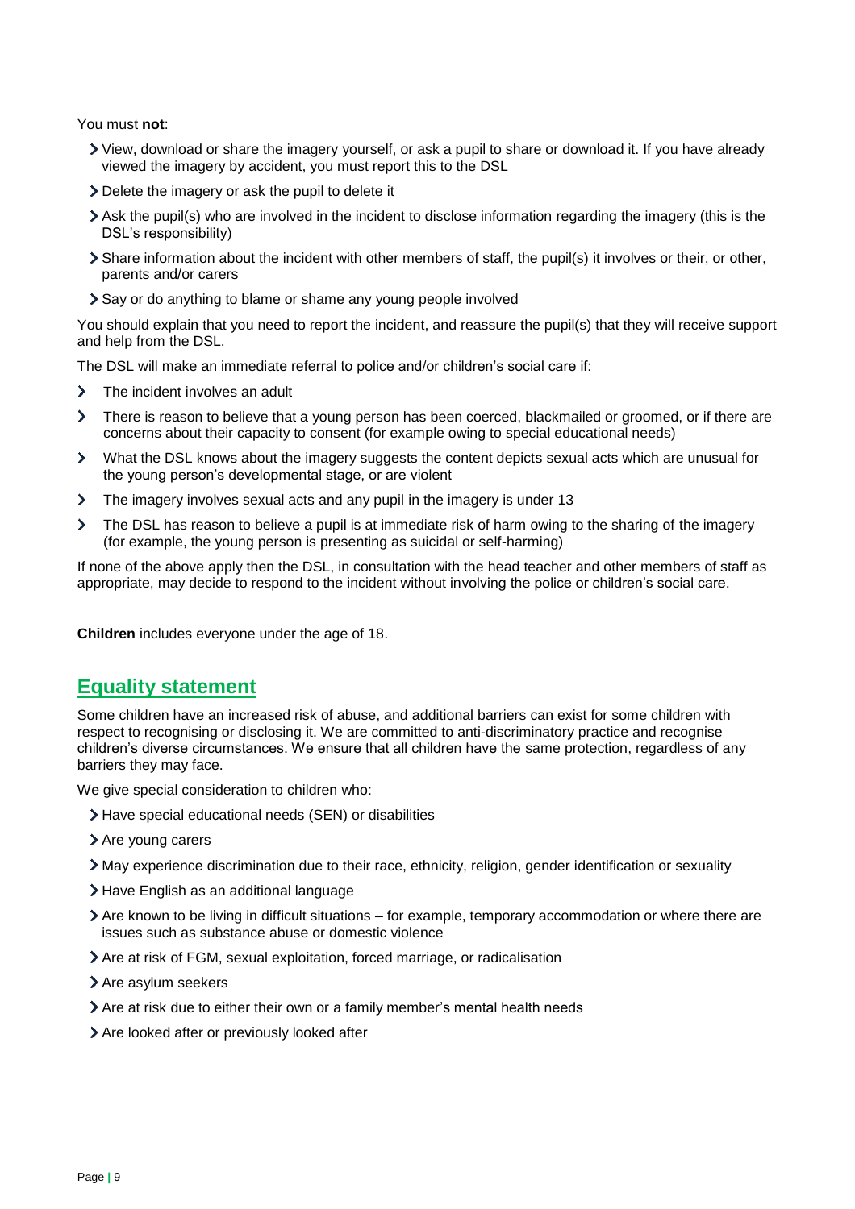You must **not**:

- View, download or share the imagery yourself, or ask a pupil to share or download it. If you have already viewed the imagery by accident, you must report this to the DSL
- Delete the imagery or ask the pupil to delete it
- Ask the pupil(s) who are involved in the incident to disclose information regarding the imagery (this is the DSL's responsibility)
- Share information about the incident with other members of staff, the pupil(s) it involves or their, or other, parents and/or carers
- Say or do anything to blame or shame any young people involved

You should explain that you need to report the incident, and reassure the pupil(s) that they will receive support and help from the DSL.

The DSL will make an immediate referral to police and/or children's social care if:

- The incident involves an adult
- There is reason to believe that a young person has been coerced, blackmailed or groomed, or if there are concerns about their capacity to consent (for example owing to special educational needs)
- What the DSL knows about the imagery suggests the content depicts sexual acts which are unusual for the young person's developmental stage, or are violent
- The imagery involves sexual acts and any pupil in the imagery is under 13
- The DSL has reason to believe a pupil is at immediate risk of harm owing to the sharing of the imagery (for example, the young person is presenting as suicidal or self-harming)

If none of the above apply then the DSL, in consultation with the head teacher and other members of staff as appropriate, may decide to respond to the incident without involving the police or children's social care.

**Children** includes everyone under the age of 18.

## Equality statement

Some children have an increased risk of abuse, and additional barriers can exist for some children with respect to recognising or disclosing it. We are committed to anti-discriminatory practice and recognise children's diverse circumstances. We ensure that all children have the same protection, regardless of any barriers they may face.

We give special consideration to children who:

- Have special educational needs (SEN) or disabilities
- Are young carers
- May experience discrimination due to their race, ethnicity, religion, gender identification or sexuality
- Have English as an additional language
- Are known to be living in difficult situations – for example, temporary accommodation or where there are issues such as substance abuse or domestic violence
- Are at risk of FGM, sexual exploitation, forced marriage, or radicalisation
- Are asylum seekers
- Are at risk due to either their own or a family member's mental health needs
- Are looked after or previously looked after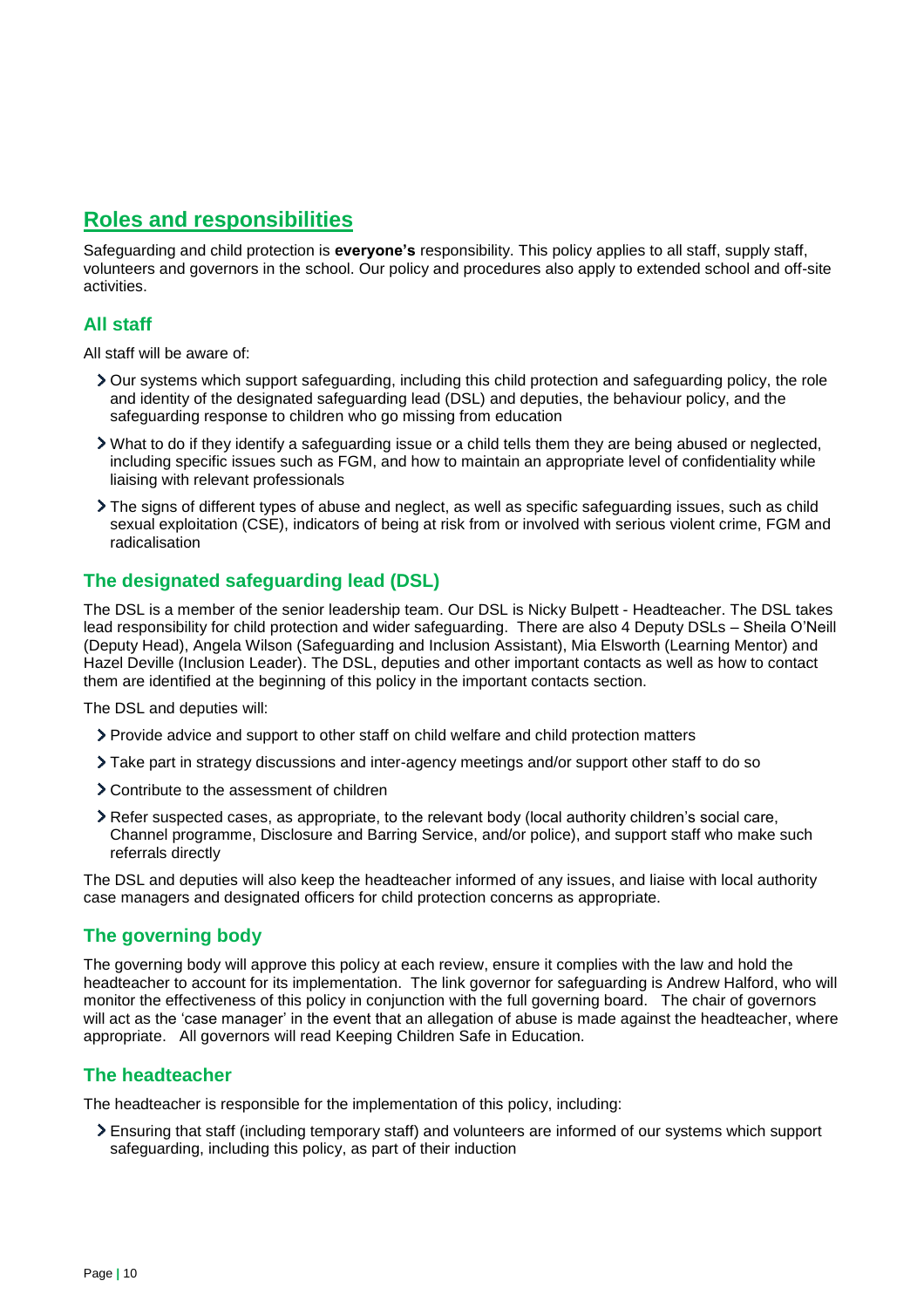## Roles and responsibilities

Safeguarding and child protection is **everyone's** responsibility. This policy applies to all staff, supply staff, volunteers and governors in the school. Our policy and procedures also apply to extended school and off-site activities.

### All staff

All staff will be aware of:

- Our systems which support safeguarding, including this child protection and safeguarding policy, the role and identity of the designated safeguarding lead (DSL) and deputies, the behaviour policy, and the safeguarding response to children who go missing from education
- What to do if they identify a safeguarding issue or a child tells them they are being abused or neglected, including specific issues such as FGM, and how to maintain an appropriate level of confidentiality while liaising with relevant professionals
- The signs of different types of abuse and neglect, as well as specific safeguarding issues, such as child sexual exploitation (CSE), indicators of being at risk from or involved with serious violent crime, FGM and radicalisation

### The designated safeguarding lead (DSL)

The DSL is a member of the senior leadership team. Our DSL is Nicky Bulpett - Headteacher. The DSL takes lead responsibility for child protection and wider safeguarding. There are also 4 Deputy DSLs – Sheila O'Neill (Deputy Head), Angela Wilson (Safeguarding and Inclusion Assistant), Mia Elsworth (Learning Mentor) and Hazel Deville (Inclusion Leader). The DSL, deputies and other important contacts as well as how to contact them are identified at the beginning of this policy in the important contacts section.

The DSL and deputies will:

- Provide advice and support to other staff on child welfare and child protection matters
- Take part in strategy discussions and inter-agency meetings and/or support other staff to do so
- Contribute to the assessment of children
- Refer suspected cases, as appropriate, to the relevant body (local authority children's social care, Channel programme, Disclosure and Barring Service, and/or police), and support staff who make such referrals directly

The DSL and deputies will also keep the headteacher informed of any issues, and liaise with local authority case managers and designated officers for child protection concerns as appropriate.

### The governing body

The governing body will approve this policy at each review, ensure it complies with the law and hold the headteacher to account for its implementation. The link governor for safeguarding is Andrew Halford, who will monitor the effectiveness of this policy in conjunction with the full governing board. The chair of governors will act as the 'case manager' in the event that an allegation of abuse is made against the headteacher, where appropriate. All governors will read Keeping Children Safe in Education.

### The headteacher

The headteacher is responsible for the implementation of this policy, including:

- Ensuring that staff (including temporary staff) and volunteers are informed of our systems which support safeguarding, including this policy, as part of their induction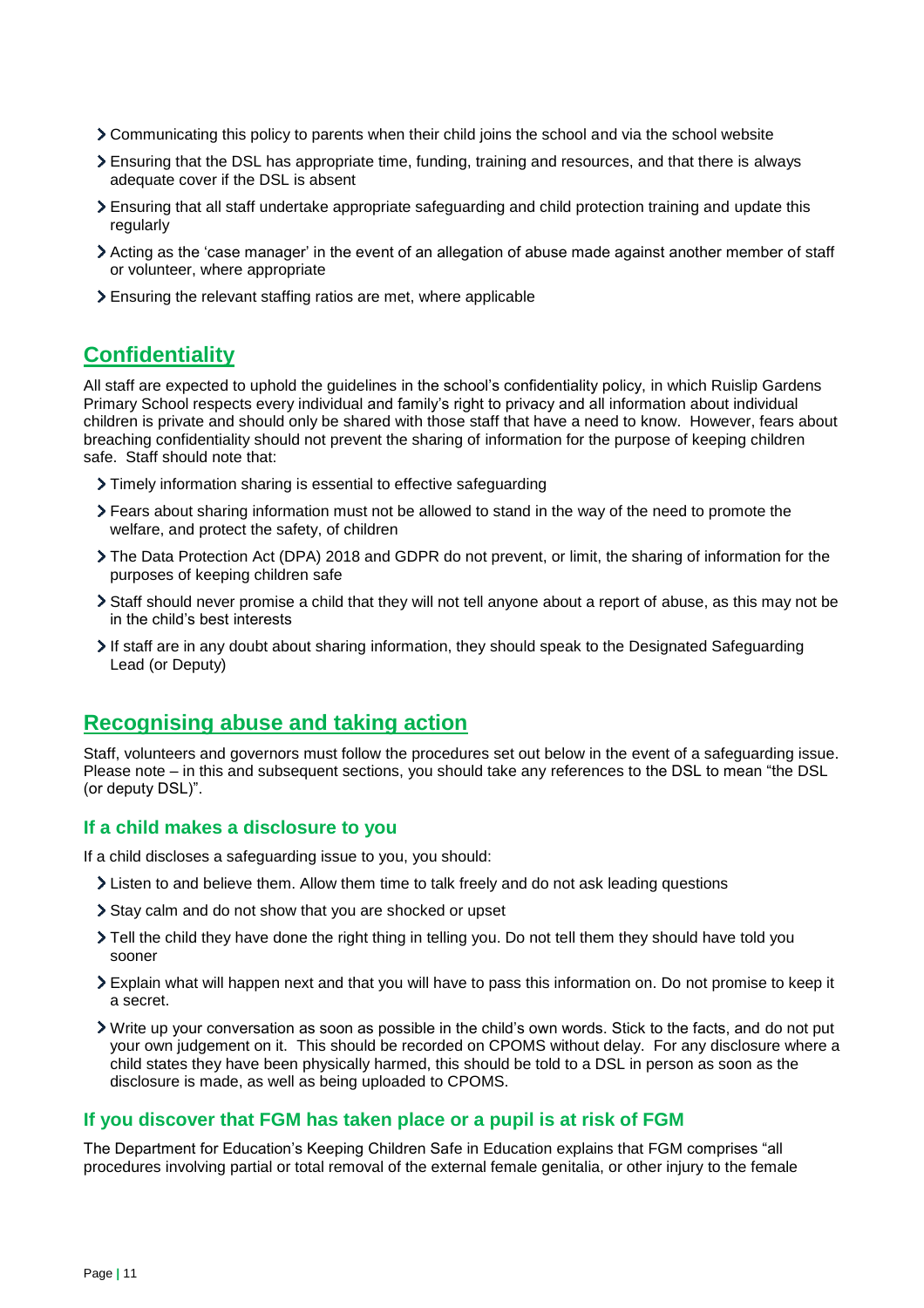- Communicating this policy to parents when their child joins the school and via the school website
- Ensuring that the DSL has appropriate time, funding, training and resources, and that there is always adequate cover if the DSL is absent
- Ensuring that all staff undertake appropriate safeguarding and child protection training and update this regularly
- Acting as the 'case manager' in the event of an allegation of abuse made against another member of staff or volunteer, where appropriate
- Ensuring the relevant staffing ratios are met, where applicable

## Confidentiality

All staff are expected to uphold the guidelines in the school's confidentiality policy, in which Ruislip Gardens Primary School respects every individual and family's right to privacy and all information about individual children is private and should only be shared with those staff that have a need to know. However, fears about breaching confidentiality should not prevent the sharing of information for the purpose of keeping children safe. Staff should note that:

- Timely information sharing is essential to effective safeguarding
- Fears about sharing information must not be allowed to stand in the way of the need to promote the welfare, and protect the safety, of children
- The Data Protection Act (DPA) 2018 and GDPR do not prevent, or limit, the sharing of information for the purposes of keeping children safe
- Staff should never promise a child that they will not tell anyone about a report of abuse, as this may not be in the child's best interests
- If staff are in any doubt about sharing information, they should speak to the Designated Safeguarding Lead (or Deputy)

## Recognising abuse and taking action

Staff, volunteers and governors must follow the procedures set out below in the event of a safeguarding issue. Please note – in this and subsequent sections, you should take any references to the DSL to mean "the DSL (or deputy DSL)".

### If a child makes a disclosure to you

If a child discloses a safeguarding issue to you, you should:

- Listen to and believe them. Allow them time to talk freely and do not ask leading questions
- Stay calm and do not show that you are shocked or upset
- Tell the child they have done the right thing in telling you. Do not tell them they should have told you sooner
- Explain what will happen next and that you will have to pass this information on. Do not promise to keep it a secret.
- Write up your conversation as soon as possible in the child's own words. Stick to the facts, and do not put your own judgement on it. This should be recorded on CPOMS without delay. For any disclosure where a child states they have been physically harmed, this should be told to a DSL in person as soon as the disclosure is made, as well as being uploaded to CPOMS.

### If you discover that FGM has taken place or a pupil is at risk of FGM

The Department for Education's Keeping Children Safe in Education explains that FGM comprises "all procedures involving partial or total removal of the external female genitalia, or other injury to the female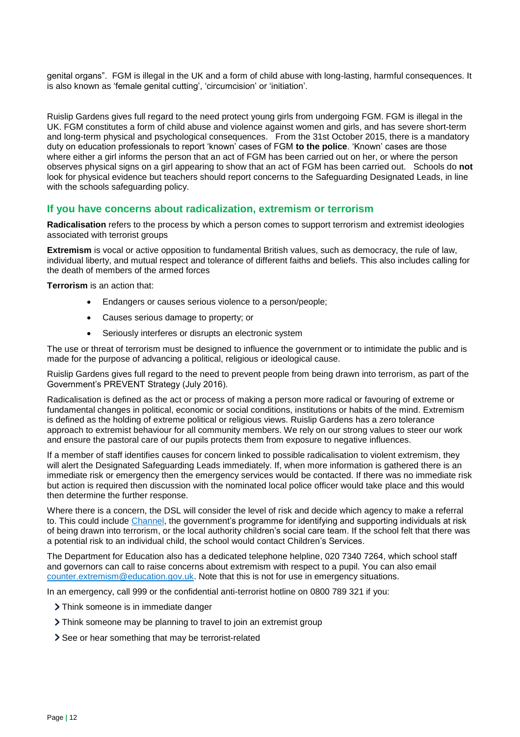genital organs". FGM is illegal in the UK and a form of child abuse with long-lasting, harmful consequences. It is also known as 'female genital cutting', 'circumcision' or 'initiation'.

Ruislip Gardens gives full regard to the need protect young girls from undergoing FGM. FGM is illegal in the UK. FGM constitutes a form of child abuse and violence against women and girls, and has severe short-term and long-term physical and psychological consequences. From the 31st October 2015, there is a mandatory duty on education professionals to report 'known' cases of FGM **to the police**. 'Known' cases are those where either a girl informs the person that an act of FGM has been carried out on her, or where the person observes physical signs on a girl appearing to show that an act of FGM has been carried out. Schools do **not** look for physical evidence but teachers should report concerns to the Safeguarding Designated Leads, in line with the schools safeguarding policy.

## If you have concerns about radicalization, extremism or terrorism

**Radicalisation** refers to the process by which a person comes to support terrorism and extremist ideologies associated with terrorist groups

**Extremism** is vocal or active opposition to fundamental British values, such as democracy, the rule of law, individual liberty, and mutual respect and tolerance of different faiths and beliefs. This also includes calling for the death of members of the armed forces

**Terrorism** is an action that:

- Endangers or causes serious violence to a person/people;
- Causes serious damage to property; or
- Seriously interferes or disrupts an electronic system

The use or threat of terrorism must be designed to influence the government or to intimidate the public and is made for the purpose of advancing a political, religious or ideological cause.

Ruislip Gardens gives full regard to the need to prevent people from being drawn into terrorism, as part of the Government's PREVENT Strategy (July 2016).

Radicalisation is defined as the act or process of making a person more radical or favouring of extreme or fundamental changes in political, economic or social conditions, institutions or habits of the mind. Extremism is defined as the holding of extreme political or religious views. Ruislip Gardens has a zero tolerance approach to extremist behaviour for all community members. We rely on our strong values to steer our work and ensure the pastoral care of our pupils protects them from exposure to negative influences.

If a member of staff identifies causes for concern linked to possible radicalisation to violent extremism, they will alert the Designated Safeguarding Leads immediately. If, when more information is gathered there is an immediate risk or emergency then the emergency services would be contacted. If there was no immediate risk but action is required then discussion with the nominated local police officer would take place and this would then determine the further response.

Where there is a concern, the DSL will consider the level of risk and decide which agency to make a referral to. This could include Channel, the government's programme for identifying and supporting individuals at risk of being drawn into terrorism, or the local authority children's social care team. If the school felt that there was a potential risk to an individual child, the school would contact Children's Services.

The Department for Education also has a dedicated telephone helpline, 020 7340 7264, which school staff and governors can call to raise concerns about extremism with respect to a pupil. You can also email counter.extremism@education.gov.uk. Note that this is not for use in emergency situations.

In an emergency, call 999 or the confidential anti-terrorist hotline on 0800 789 321 if you:

- Think someone is in immediate danger
- Think someone may be planning to travel to join an extremist group
- See or hear something that may be terrorist-related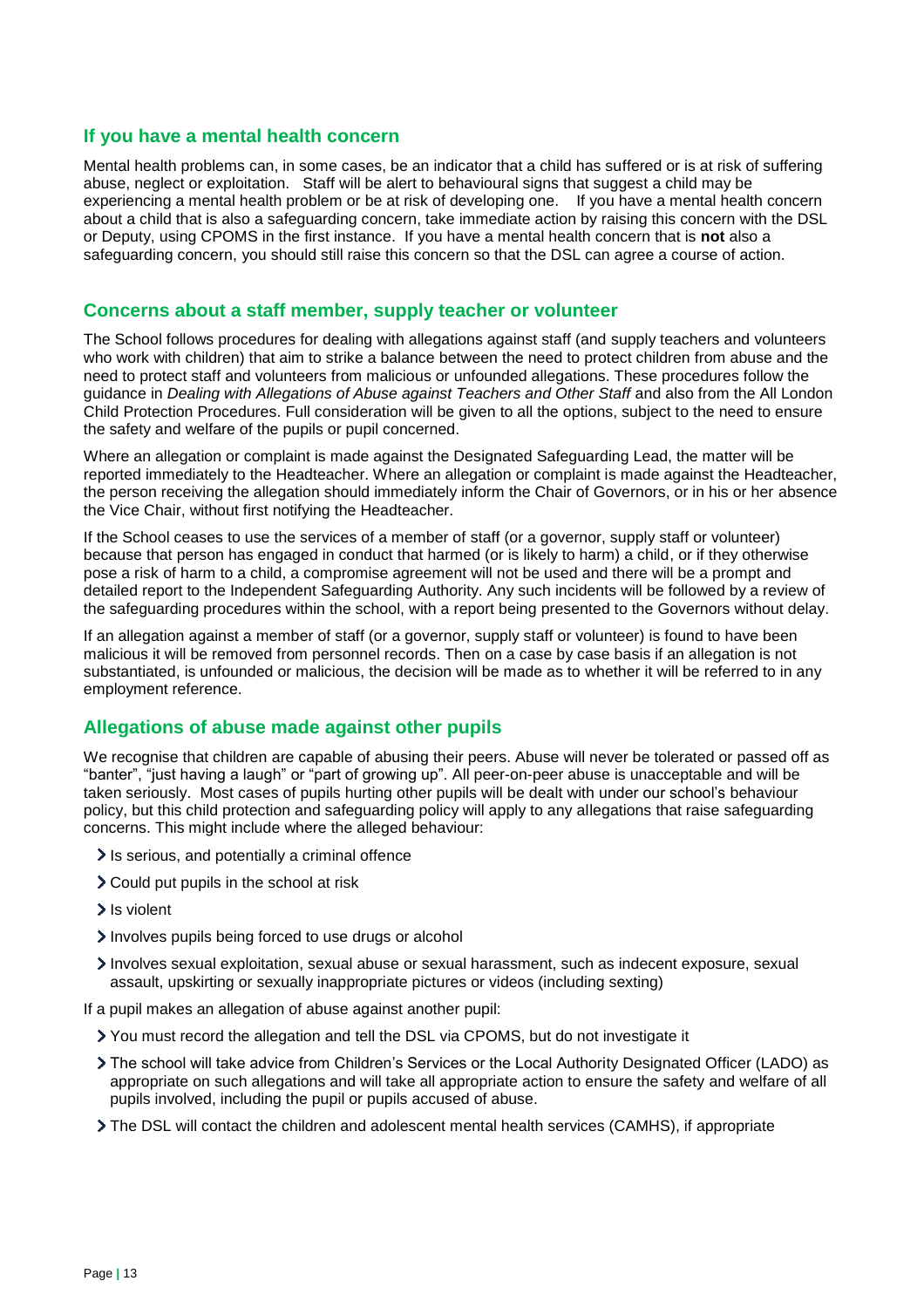## If you have a mental health concern

Mental health problems can, in some cases, be an indicator that a child has suffered or is at risk of suffering abuse, neglect or exploitation. Staff will be alert to behavioural signs that suggest a child may be experiencing a mental health problem or be at risk of developing one. If you have a mental health concern about a child that is also a safeguarding concern, take immediate action by raising this concern with the DSL or Deputy, using CPOMS in the first instance. If you have a mental health concern that is **not** also a safeguarding concern, you should still raise this concern so that the DSL can agree a course of action.

## Concerns about a staff member, supply teacher or volunteer

The School follows procedures for dealing with allegations against staff (and supply teachers and volunteers who work with children) that aim to strike a balance between the need to protect children from abuse and the need to protect staff and volunteers from malicious or unfounded allegations. These procedures follow the guidance in *Dealing with Allegations of Abuse against Teachers and Other Staff* and also from the All London Child Protection Procedures. Full consideration will be given to all the options, subject to the need to ensure the safety and welfare of the pupils or pupil concerned.

Where an allegation or complaint is made against the Designated Safeguarding Lead, the matter will be reported immediately to the Headteacher. Where an allegation or complaint is made against the Headteacher, the person receiving the allegation should immediately inform the Chair of Governors, or in his or her absence the Vice Chair, without first notifying the Headteacher.

If the School ceases to use the services of a member of staff (or a governor, supply staff or volunteer) because that person has engaged in conduct that harmed (or is likely to harm) a child, or if they otherwise pose a risk of harm to a child, a compromise agreement will not be used and there will be a prompt and detailed report to the Independent Safeguarding Authority. Any such incidents will be followed by a review of the safeguarding procedures within the school, with a report being presented to the Governors without delay.

If an allegation against a member of staff (or a governor, supply staff or volunteer) is found to have been malicious it will be removed from personnel records. Then on a case by case basis if an allegation is not substantiated, is unfounded or malicious, the decision will be made as to whether it will be referred to in any employment reference.

## Allegations of abuse made against other pupils

We recognise that children are capable of abusing their peers. Abuse will never be tolerated or passed off as "banter", "just having a laugh" or "part of growing up". All peer-on-peer abuse is unacceptable and will be taken seriously. Most cases of pupils hurting other pupils will be dealt with under our school's behaviour policy, but this child protection and safeguarding policy will apply to any allegations that raise safeguarding concerns. This might include where the alleged behaviour:

- Is serious, and potentially a criminal offence
- Could put pupils in the school at risk
- Is violent
- Involves pupils being forced to use drugs or alcohol
- Involves sexual exploitation, sexual abuse or sexual harassment, such as indecent exposure, sexual assault, upskirting or sexually inappropriate pictures or videos (including sexting)

If a pupil makes an allegation of abuse against another pupil:

- You must record the allegation and tell the DSL via CPOMS, but do not investigate it
- The school will take advice from Children's Services or the Local Authority Designated Officer (LADO) as appropriate on such allegations and will take all appropriate action to ensure the safety and welfare of all pupils involved, including the pupil or pupils accused of abuse.
- The DSL will contact the children and adolescent mental health services (CAMHS), if appropriate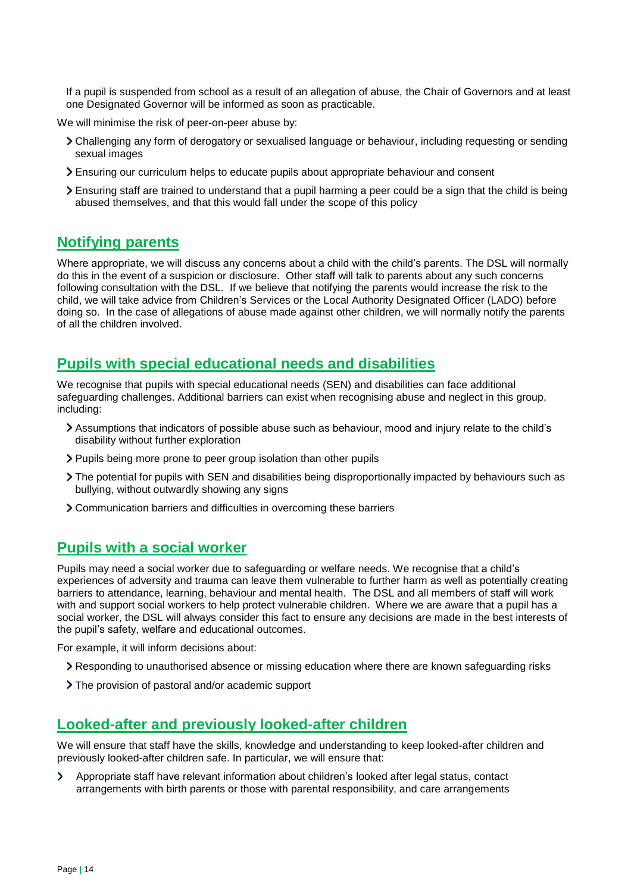If a pupil is suspended from school as a result of an allegation of abuse, the Chair of Governors and at least one Designated Governor will be informed as soon as practicable.

We will minimise the risk of peer-on-peer abuse by:

- Challenging any form of derogatory or sexualised language or behaviour, including requesting or sending sexual images
- Ensuring our curriculum helps to educate pupils about appropriate behaviour and consent
- Ensuring staff are trained to understand that a pupil harming a peer could be a sign that the child is being abused themselves, and that this would fall under the scope of this policy

## Notifying parents

Where appropriate, we will discuss any concerns about a child with the child's parents. The DSL will normally do this in the event of a suspicion or disclosure. Other staff will talk to parents about any such concerns following consultation with the DSL. If we believe that notifying the parents would increase the risk to the child, we will take advice from Children's Services or the Local Authority Designated Officer (LADO) before doing so. In the case of allegations of abuse made against other children, we will normally notify the parents of all the children involved.

## Pupils with special educational needs and disabilities

We recognise that pupils with special educational needs (SEN) and disabilities can face additional safeguarding challenges. Additional barriers can exist when recognising abuse and neglect in this group, including:

- Assumptions that indicators of possible abuse such as behaviour, mood and injury relate to the child's disability without further exploration
- Pupils being more prone to peer group isolation than other pupils
- The potential for pupils with SEN and disabilities being disproportionally impacted by behaviours such as bullying, without outwardly showing any signs
- Communication barriers and difficulties in overcoming these barriers

## Pupils with a social worker

Pupils may need a social worker due to safeguarding or welfare needs. We recognise that a child's experiences of adversity and trauma can leave them vulnerable to further harm as well as potentially creating barriers to attendance, learning, behaviour and mental health. The DSL and all members of staff will work with and support social workers to help protect vulnerable children. Where we are aware that a pupil has a social worker, the DSL will always consider this fact to ensure any decisions are made in the best interests of the pupil's safety, welfare and educational outcomes.

For example, it will inform decisions about:

- Responding to unauthorised absence or missing education where there are known safeguarding risks
- The provision of pastoral and/or academic support

## Looked-after and previously looked-after children

We will ensure that staff have the skills, knowledge and understanding to keep looked-after children and previously looked-after children safe. In particular, we will ensure that:

- Appropriate staff have relevant information about children's looked after legal status, contact arrangements with birth parents or those with parental responsibility, and care arrangements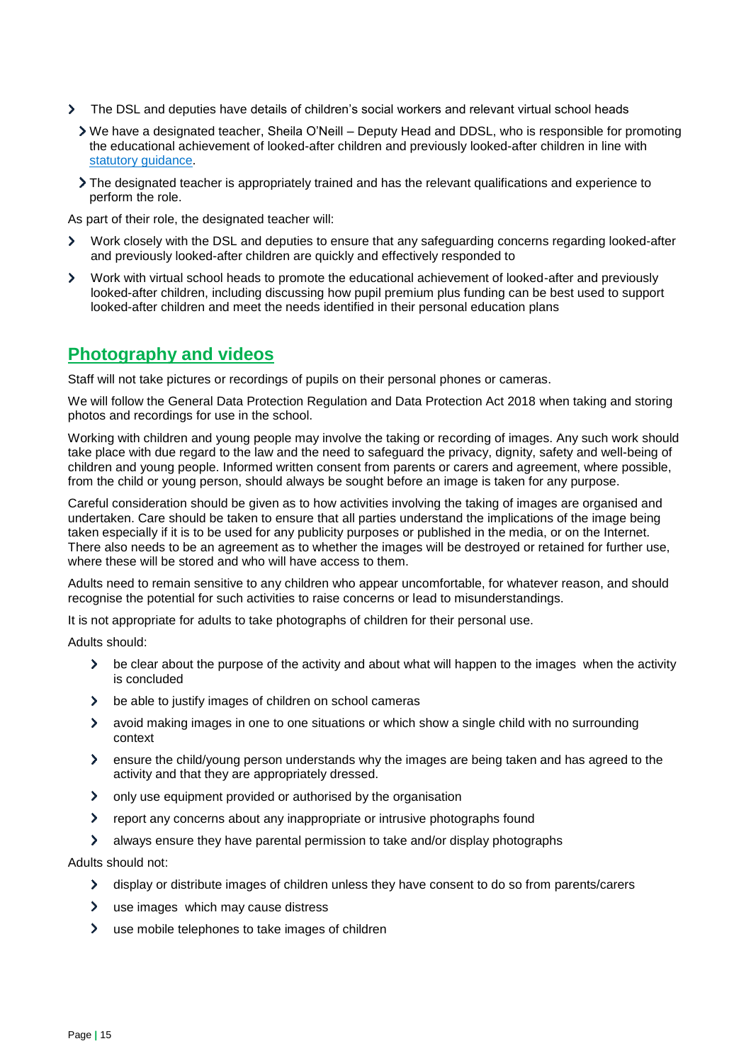- The DSL and deputies have details of children's social workers and relevant virtual school heads
  - We have a designated teacher, Sheila O'Neill – Deputy Head and DDSL, who is responsible for promoting the educational achievement of looked-after children and previously looked-after children in line with statutory guidance.
  - The designated teacher is appropriately trained and has the relevant qualifications and experience to perform the role.

As part of their role, the designated teacher will:

- Work closely with the DSL and deputies to ensure that any safeguarding concerns regarding looked-after and previously looked-after children are quickly and effectively responded to
- Work with virtual school heads to promote the educational achievement of looked-after and previously looked-after children, including discussing how pupil premium plus funding can be best used to support looked-after children and meet the needs identified in their personal education plans

## Photography and videos

Staff will not take pictures or recordings of pupils on their personal phones or cameras.

We will follow the General Data Protection Regulation and Data Protection Act 2018 when taking and storing photos and recordings for use in the school.

Working with children and young people may involve the taking or recording of images. Any such work should take place with due regard to the law and the need to safeguard the privacy, dignity, safety and well-being of children and young people. Informed written consent from parents or carers and agreement, where possible, from the child or young person, should always be sought before an image is taken for any purpose.

Careful consideration should be given as to how activities involving the taking of images are organised and undertaken. Care should be taken to ensure that all parties understand the implications of the image being taken especially if it is to be used for any publicity purposes or published in the media, or on the Internet. There also needs to be an agreement as to whether the images will be destroyed or retained for further use, where these will be stored and who will have access to them.

Adults need to remain sensitive to any children who appear uncomfortable, for whatever reason, and should recognise the potential for such activities to raise concerns or lead to misunderstandings.

It is not appropriate for adults to take photographs of children for their personal use.

Adults should:

- be clear about the purpose of the activity and about what will happen to the images when the activity is concluded
- be able to justify images of children on school cameras
- avoid making images in one to one situations or which show a single child with no surrounding context
- ensure the child/young person understands why the images are being taken and has agreed to the activity and that they are appropriately dressed.
- only use equipment provided or authorised by the organisation
- report any concerns about any inappropriate or intrusive photographs found
- always ensure they have parental permission to take and/or display photographs

Adults should not:

- display or distribute images of children unless they have consent to do so from parents/carers
- use images which may cause distress
- use mobile telephones to take images of children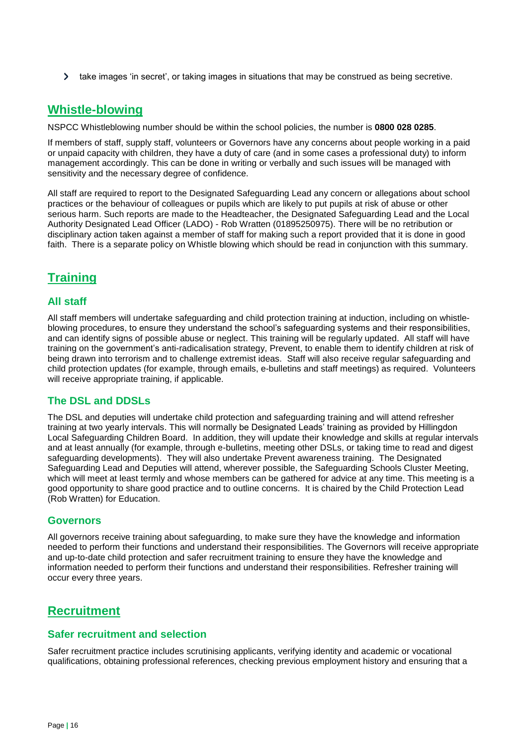- take images 'in secret', or taking images in situations that may be construed as being secretive.

## Whistle-blowing

NSPCC Whistleblowing number should be within the school policies, the number is **0800 028 0285**.

If members of staff, supply staff, volunteers or Governors have any concerns about people working in a paid or unpaid capacity with children, they have a duty of care (and in some cases a professional duty) to inform management accordingly. This can be done in writing or verbally and such issues will be managed with sensitivity and the necessary degree of confidence.

All staff are required to report to the Designated Safeguarding Lead any concern or allegations about school practices or the behaviour of colleagues or pupils which are likely to put pupils at risk of abuse or other serious harm. Such reports are made to the Headteacher, the Designated Safeguarding Lead and the Local Authority Designated Lead Officer (LADO) - Rob Wratten (01895250975). There will be no retribution or disciplinary action taken against a member of staff for making such a report provided that it is done in good faith. There is a separate policy on Whistle blowing which should be read in conjunction with this summary.

## Training

### All staff

All staff members will undertake safeguarding and child protection training at induction, including on whistle-blowing procedures, to ensure they understand the school's safeguarding systems and their responsibilities, and can identify signs of possible abuse or neglect. This training will be regularly updated. All staff will have training on the government's anti-radicalisation strategy, Prevent, to enable them to identify children at risk of being drawn into terrorism and to challenge extremist ideas. Staff will also receive regular safeguarding and child protection updates (for example, through emails, e-bulletins and staff meetings) as required. Volunteers will receive appropriate training, if applicable.

### The DSL and DDSLs

The DSL and deputies will undertake child protection and safeguarding training and will attend refresher training at two yearly intervals. This will normally be Designated Leads' training as provided by Hillingdon Local Safeguarding Children Board. In addition, they will update their knowledge and skills at regular intervals and at least annually (for example, through e-bulletins, meeting other DSLs, or taking time to read and digest safeguarding developments). They will also undertake Prevent awareness training. The Designated Safeguarding Lead and Deputies will attend, wherever possible, the Safeguarding Schools Cluster Meeting, which will meet at least termly and whose members can be gathered for advice at any time. This meeting is a good opportunity to share good practice and to outline concerns. It is chaired by the Child Protection Lead (Rob Wratten) for Education.

### Governors

All governors receive training about safeguarding, to make sure they have the knowledge and information needed to perform their functions and understand their responsibilities. The Governors will receive appropriate and up-to-date child protection and safer recruitment training to ensure they have the knowledge and information needed to perform their functions and understand their responsibilities. Refresher training will occur every three years.

## Recruitment

### Safer recruitment and selection

Safer recruitment practice includes scrutinising applicants, verifying identity and academic or vocational qualifications, obtaining professional references, checking previous employment history and ensuring that a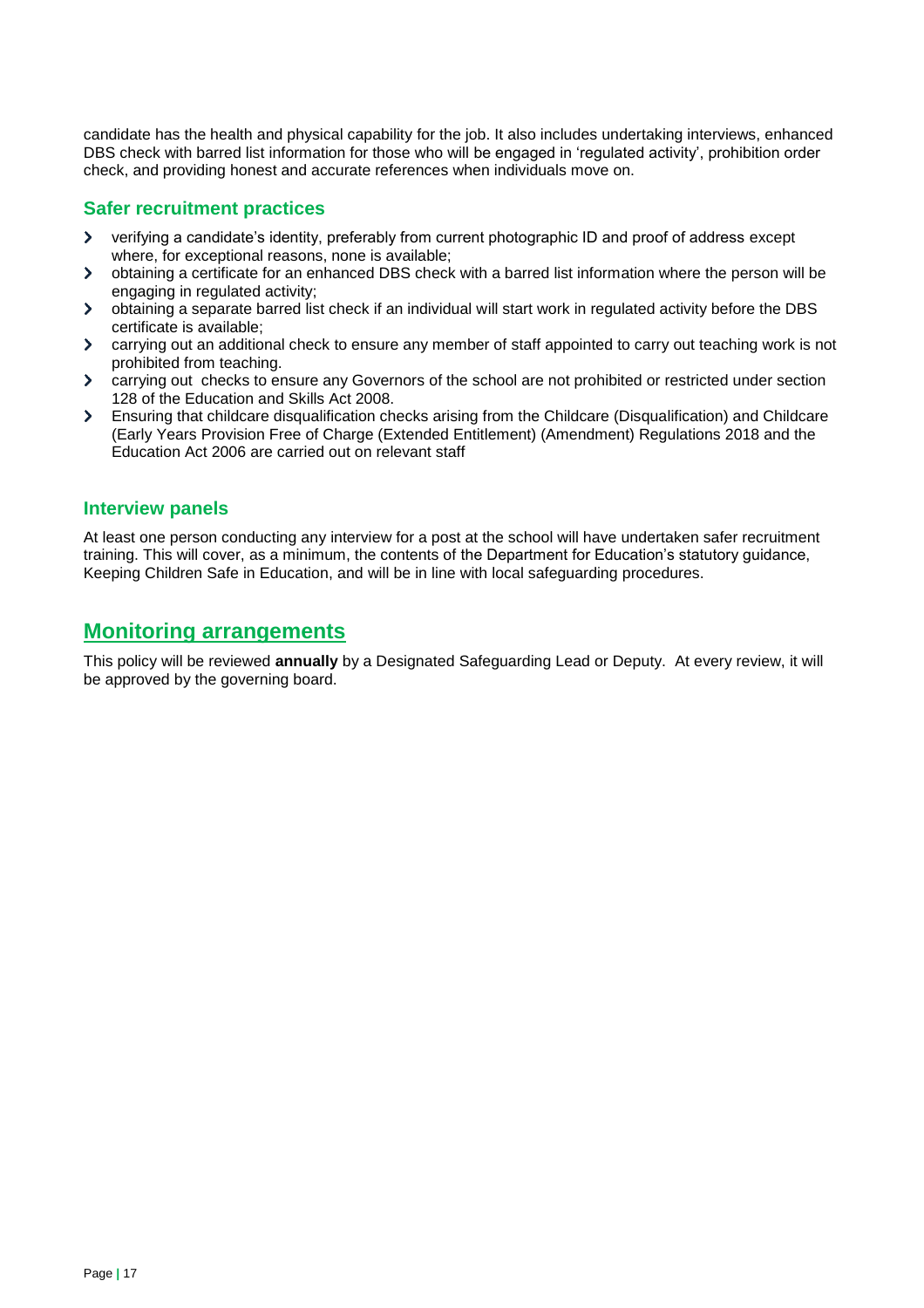candidate has the health and physical capability for the job. It also includes undertaking interviews, enhanced DBS check with barred list information for those who will be engaged in 'regulated activity', prohibition order check, and providing honest and accurate references when individuals move on.

### Safer recruitment practices

- verifying a candidate's identity, preferably from current photographic ID and proof of address except where, for exceptional reasons, none is available;
- obtaining a certificate for an enhanced DBS check with a barred list information where the person will be engaging in regulated activity;
- obtaining a separate barred list check if an individual will start work in regulated activity before the DBS certificate is available;
- carrying out an additional check to ensure any member of staff appointed to carry out teaching work is not prohibited from teaching.
- carrying out checks to ensure any Governors of the school are not prohibited or restricted under section 128 of the Education and Skills Act 2008.
- Ensuring that childcare disqualification checks arising from the Childcare (Disqualification) and Childcare (Early Years Provision Free of Charge (Extended Entitlement) (Amendment) Regulations 2018 and the Education Act 2006 are carried out on relevant staff

### Interview panels

At least one person conducting any interview for a post at the school will have undertaken safer recruitment training. This will cover, as a minimum, the contents of the Department for Education's statutory guidance, Keeping Children Safe in Education, and will be in line with local safeguarding procedures.

## Monitoring arrangements

This policy will be reviewed **annually** by a Designated Safeguarding Lead or Deputy. At every review, it will be approved by the governing board.